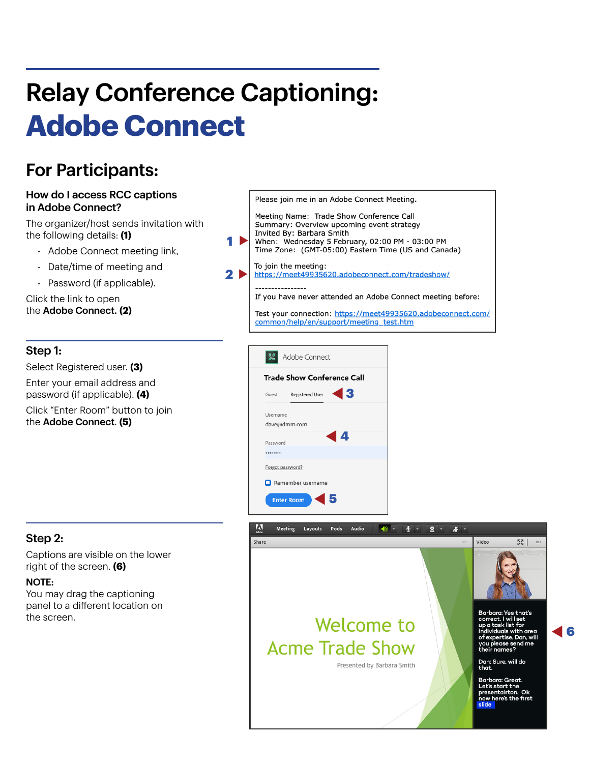# Relay Conference Captioning: Adobe Connect

## For Participants:

### How do I access RCC captions in Adobe Connect?

The organizer/host sends invitation with the following details: **(1)**

- Adobe Connect meeting link,
- Date/time of meeting and
- Password (if applicable).

Click the link to open the **Adobe Connect. (2)**

```
Please join me in an Adobe Connect Meeting.

Meeting Name:  Trade Show Conference Call
Summary: Overview upcoming event strategy
Invited By: Barbara Smith
When:  Wednesday 5 February, 02:00 PM - 03:00 PM
Time Zone:  (GMT-05:00) Eastern Time (US and Canada)

To join the meeting:
https://meet49935620.adobeconnect.com/tradeshow/

----------------
If you have never attended an Adobe Connect meeting before:

Test your connection: https://meet49935620.adobeconnect.com/common/help/en/support/meeting_test.htm
```

### Step 1:

Select Registered user. **(3)**

Enter your email address and password (if applicable). **(4)**

Click "Enter Room" button to join the **Adobe Connect**. **(5)**

### Step 2:

Captions are visible on the lower right of the screen. **(6)**

**NOTE:**
You may drag the captioning panel to a different location on the screen.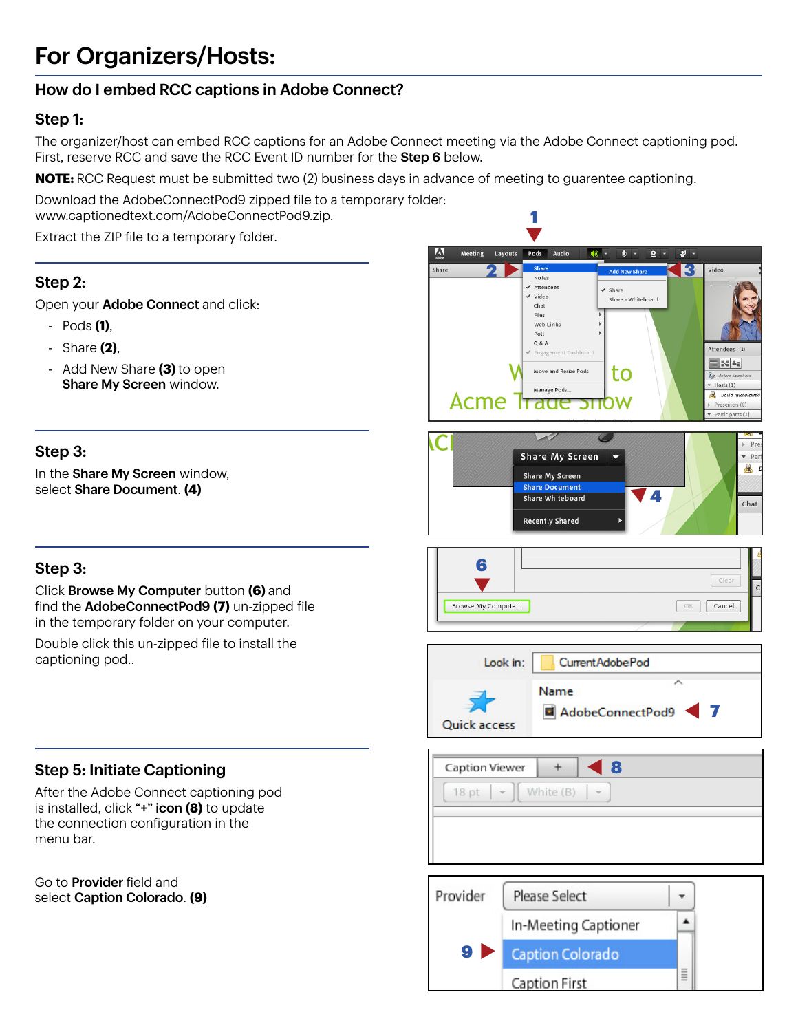# For Organizers/Hosts:

## How do I embed RCC captions in Adobe Connect?

### Step 1:

The organizer/host can embed RCC captions for an Adobe Connect meeting via the Adobe Connect captioning pod. First, reserve RCC and save the RCC Event ID number for the **Step 6** below.

**NOTE:** RCC Request must be submitted two (2) business days in advance of meeting to guarentee captioning.

Download the AdobeConnectPod9 zipped file to a temporary folder: www.captionedtext.com/AdobeConnectPod9.zip.

Extract the ZIP file to a temporary folder.

### Step 2:

Open your **Adobe Connect** and click:

- Pods **(1)**,
- Share **(2)**,
- Add New Share **(3)** to open **Share My Screen** window.

### Step 3:

In the **Share My Screen** window, select **Share Document**. **(4)**

### Step 3:

Click **Browse My Computer** button **(6)** and find the **AdobeConnectPod9 (7)** un-zipped file in the temporary folder on your computer.

Double click this un-zipped file to install the captioning pod..

### Step 5: Initiate Captioning

After the Adobe Connect captioning pod is installed, click **"+" icon (8)** to update the connection configuration in the menu bar.

Go to **Provider** field and select **Caption Colorado. (9)**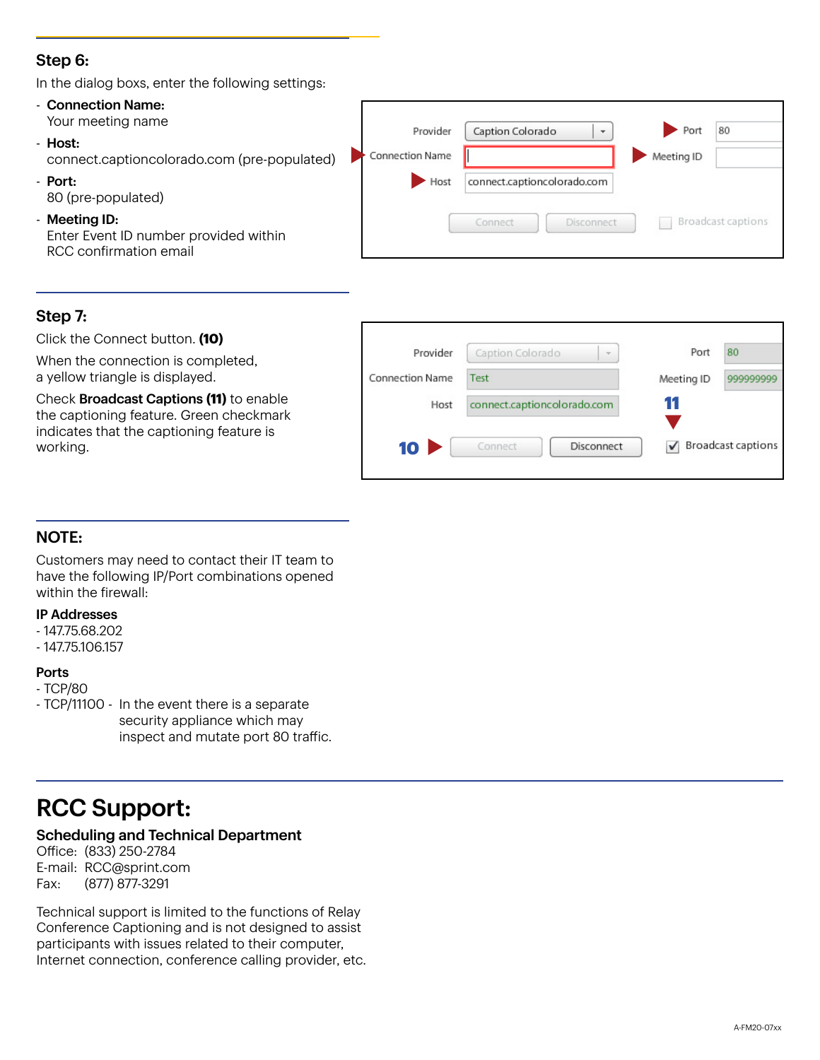## Step 6:

In the dialog boxs, enter the following settings:

- **Connection Name:** Your meeting name
- **Host:** connect.captioncolorado.com (pre-populated)
- **Port:** 80 (pre-populated)
- **Meeting ID:** Enter Event ID number provided within RCC confirmation email

Provider
Caption Colorado
Port
80
Connection Name
Meeting ID
Host
connect.captioncolorado.com
Connect
Disconnect
Broadcast captions

## Step 7:

Click the Connect button. **(10)**

When the connection is completed, a yellow triangle is displayed.

Check **Broadcast Captions (11)** to enable the captioning feature. Green checkmark indicates that the captioning feature is working.

Provider
Caption Colorado
Port
80
Connection Name
Test
Meeting ID
999999999
Host
connect.captioncolorado.com
11
10
Connect
Disconnect
Broadcast captions

## NOTE:

Customers may need to contact their IT team to have the following IP/Port combinations opened within the firewall:

**IP Addresses**
- 147.75.68.202
- 147.75.106.157

**Ports**
- TCP/80
- TCP/11100 - In the event there is a separate security appliance which may inspect and mutate port 80 traffic.

# RCC Support:

**Scheduling and Technical Department**
Office: (833) 250-2784
E-mail: RCC@sprint.com
Fax: (877) 877-3291

Technical support is limited to the functions of Relay Conference Captioning and is not designed to assist participants with issues related to their computer, Internet connection, conference calling provider, etc.

A-FM20-07xx